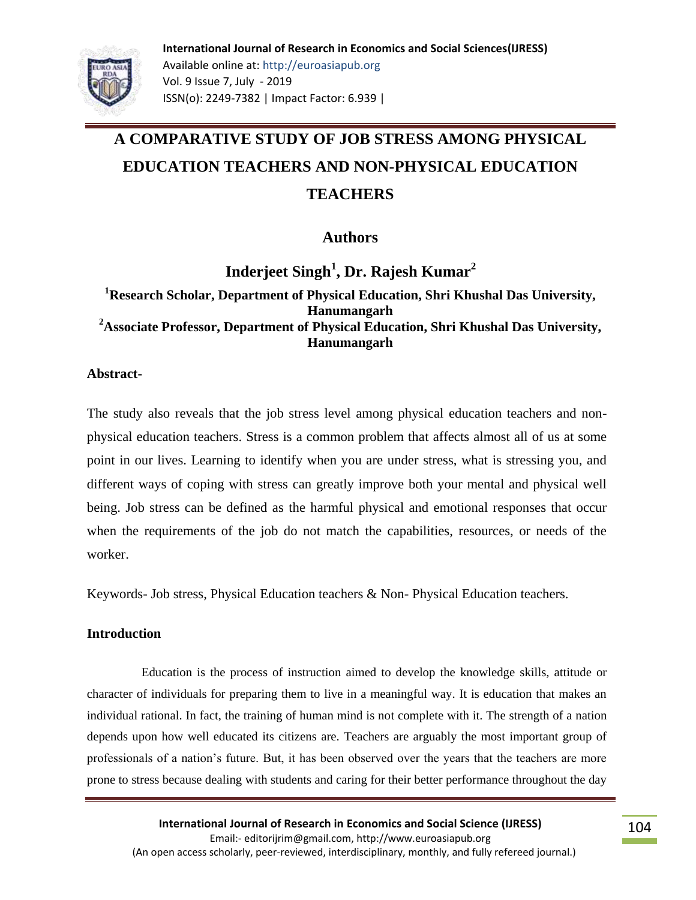# A COMPARATIVE STUDY OF JOB STRESS AMONG PHYSICAL EDUCATION TEACHERS AND NON-PHYSICAL EDUCATION TEACHERS

## Authors

**Inderjeet Singh[1], Dr. Rajesh Kumar[2]**

**[1]Research Scholar, Department of Physical Education, Shri Khushal Das University, Hanumangarh**
**[2]Associate Professor, Department of Physical Education, Shri Khushal Das University, Hanumangarh**

**Abstract-**

The study also reveals that the job stress level among physical education teachers and non-physical education teachers. Stress is a common problem that affects almost all of us at some point in our lives. Learning to identify when you are under stress, what is stressing you, and different ways of coping with stress can greatly improve both your mental and physical well being. Job stress can be defined as the harmful physical and emotional responses that occur when the requirements of the job do not match the capabilities, resources, or needs of the worker.

Keywords- Job stress, Physical Education teachers & Non- Physical Education teachers.

## Introduction

Education is the process of instruction aimed to develop the knowledge skills, attitude or character of individuals for preparing them to live in a meaningful way. It is education that makes an individual rational. In fact, the training of human mind is not complete with it. The strength of a nation depends upon how well educated its citizens are. Teachers are arguably the most important group of professionals of a nation's future. But, it has been observed over the years that the teachers are more prone to stress because dealing with students and caring for their better performance throughout the day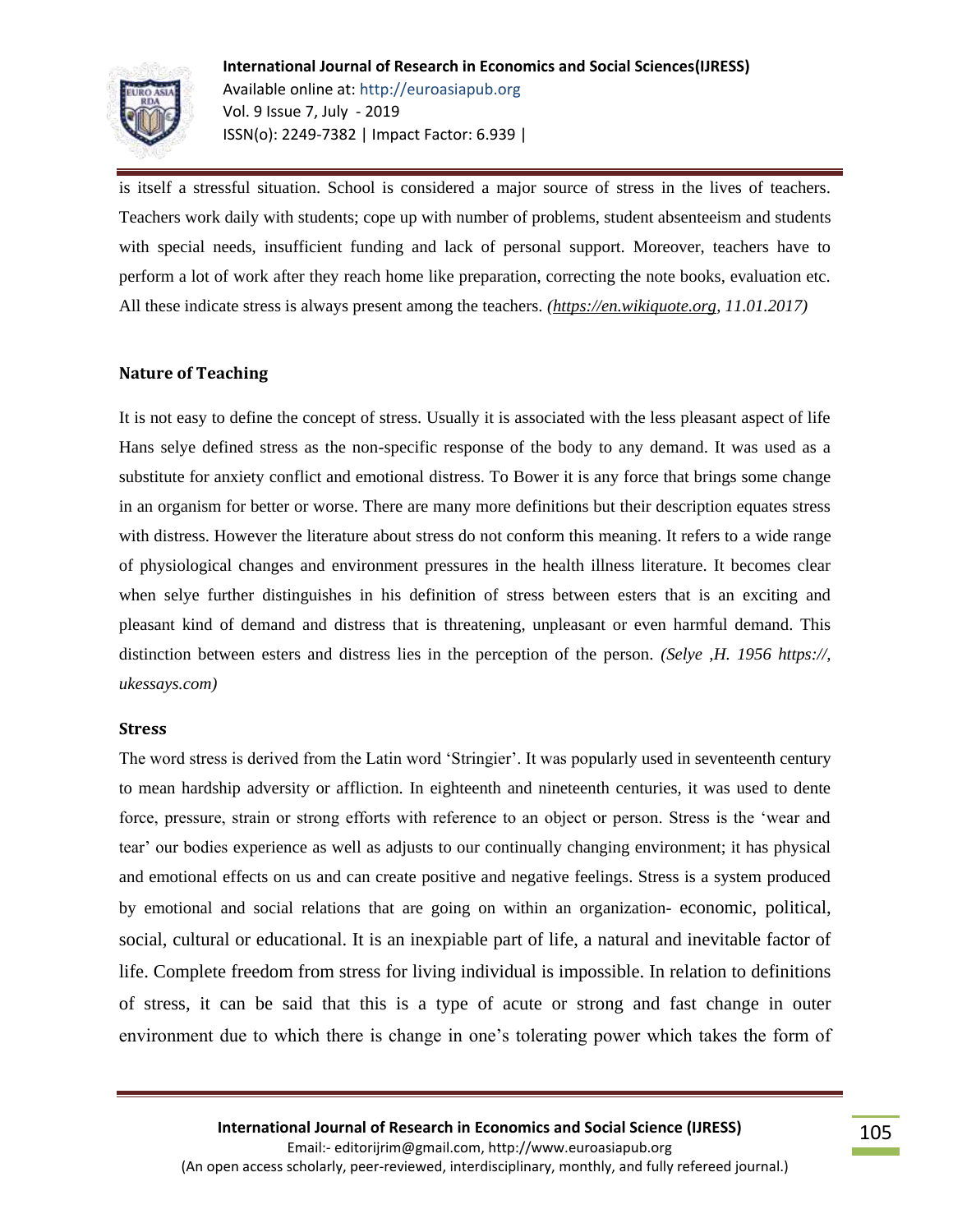is itself a stressful situation. School is considered a major source of stress in the lives of teachers. Teachers work daily with students; cope up with number of problems, student absenteeism and students with special needs, insufficient funding and lack of personal support. Moreover, teachers have to perform a lot of work after they reach home like preparation, correcting the note books, evaluation etc. All these indicate stress is always present among the teachers. *(https://en.wikiquote.org, 11.01.2017)*

### Nature of Teaching

It is not easy to define the concept of stress. Usually it is associated with the less pleasant aspect of life Hans selye defined stress as the non-specific response of the body to any demand. It was used as a substitute for anxiety conflict and emotional distress. To Bower it is any force that brings some change in an organism for better or worse. There are many more definitions but their description equates stress with distress. However the literature about stress do not conform this meaning. It refers to a wide range of physiological changes and environment pressures in the health illness literature. It becomes clear when selye further distinguishes in his definition of stress between esters that is an exciting and pleasant kind of demand and distress that is threatening, unpleasant or even harmful demand. This distinction between esters and distress lies in the perception of the person. *(Selye ,H. 1956 https://, ukessays.com)*

### Stress

The word stress is derived from the Latin word 'Stringier'. It was popularly used in seventeenth century to mean hardship adversity or affliction. In eighteenth and nineteenth centuries, it was used to dente force, pressure, strain or strong efforts with reference to an object or person. Stress is the 'wear and tear' our bodies experience as well as adjusts to our continually changing environment; it has physical and emotional effects on us and can create positive and negative feelings. Stress is a system produced by emotional and social relations that are going on within an organization- economic, political, social, cultural or educational. It is an inexpiable part of life, a natural and inevitable factor of life. Complete freedom from stress for living individual is impossible. In relation to definitions of stress, it can be said that this is a type of acute or strong and fast change in outer environment due to which there is change in one's tolerating power which takes the form of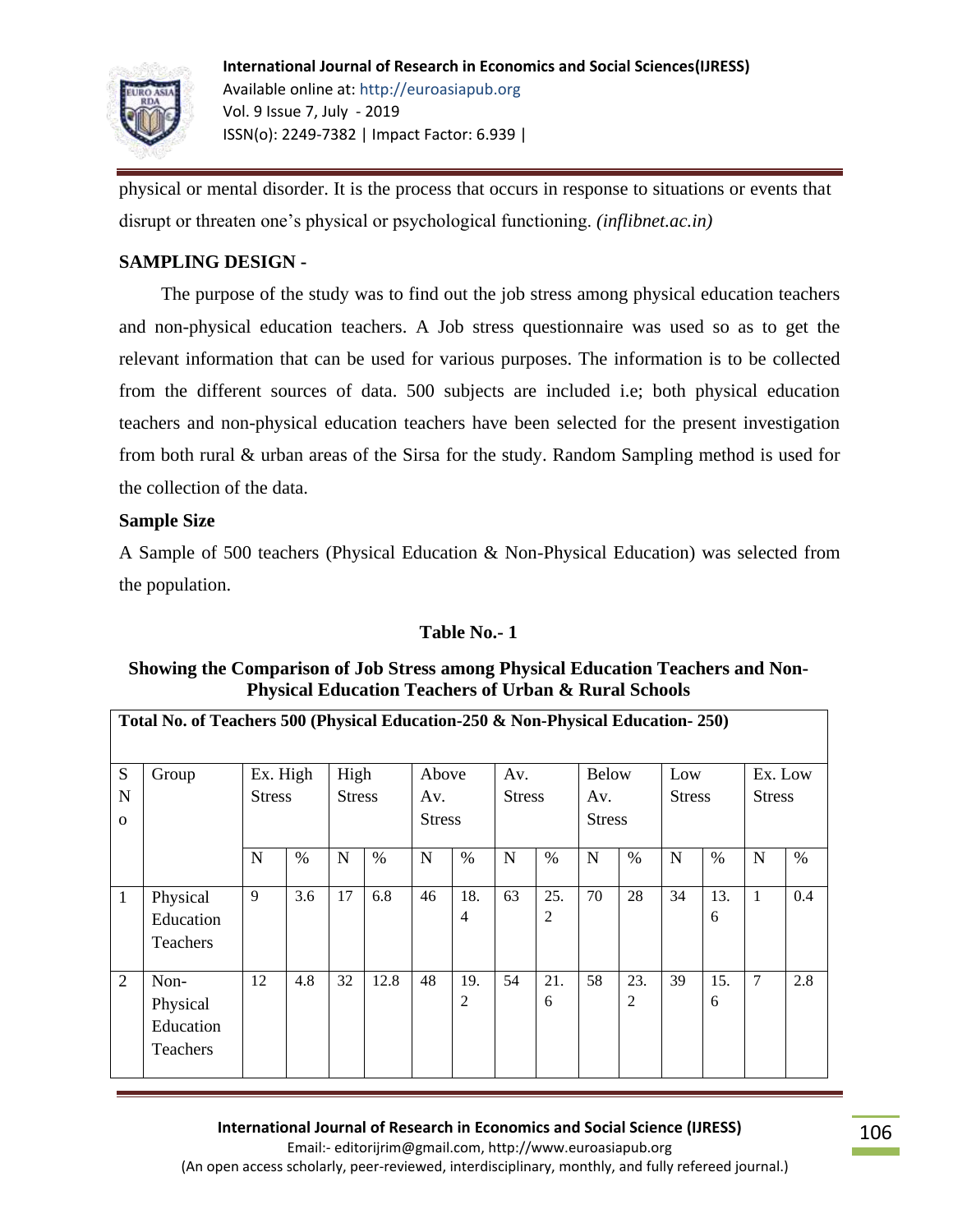physical or mental disorder. It is the process that occurs in response to situations or events that disrupt or threaten one's physical or psychological functioning. *(inflibnet.ac.in)*

## SAMPLING DESIGN -

The purpose of the study was to find out the job stress among physical education teachers and non-physical education teachers. A Job stress questionnaire was used so as to get the relevant information that can be used for various purposes. The information is to be collected from the different sources of data. 500 subjects are included i.e; both physical education teachers and non-physical education teachers have been selected for the present investigation from both rural & urban areas of the Sirsa for the study. Random Sampling method is used for the collection of the data.

### Sample Size

A Sample of 500 teachers (Physical Education & Non-Physical Education) was selected from the population.

**Table No.- 1**

**Showing the Comparison of Job Stress among Physical Education Teachers and Non-Physical Education Teachers of Urban & Rural Schools**

| Total No. of Teachers 500 (Physical Education-250 & Non-Physical Education- 250) | | | | | | | | | | | | | | | |
|---|---|---|---|---|---|---|---|---|---|---|---|---|---|---|---|
| S No | Group | Ex. High Stress | | High Stress | | Above Av. Stress | | Av. Stress | | Below Av. Stress | | Low Stress | | Ex. Low Stress | |
| | | N | % | N | % | N | % | N | % | N | % | N | % | N | % |
| 1 | Physical Education Teachers | 9 | 3.6 | 17 | 6.8 | 46 | 18.4 | 63 | 25.2 | 70 | 28 | 34 | 13.6 | 1 | 0.4 |
| 2 | Non-Physical Education Teachers | 12 | 4.8 | 32 | 12.8 | 48 | 19.2 | 54 | 21.6 | 58 | 23.2 | 39 | 15.6 | 7 | 2.8 |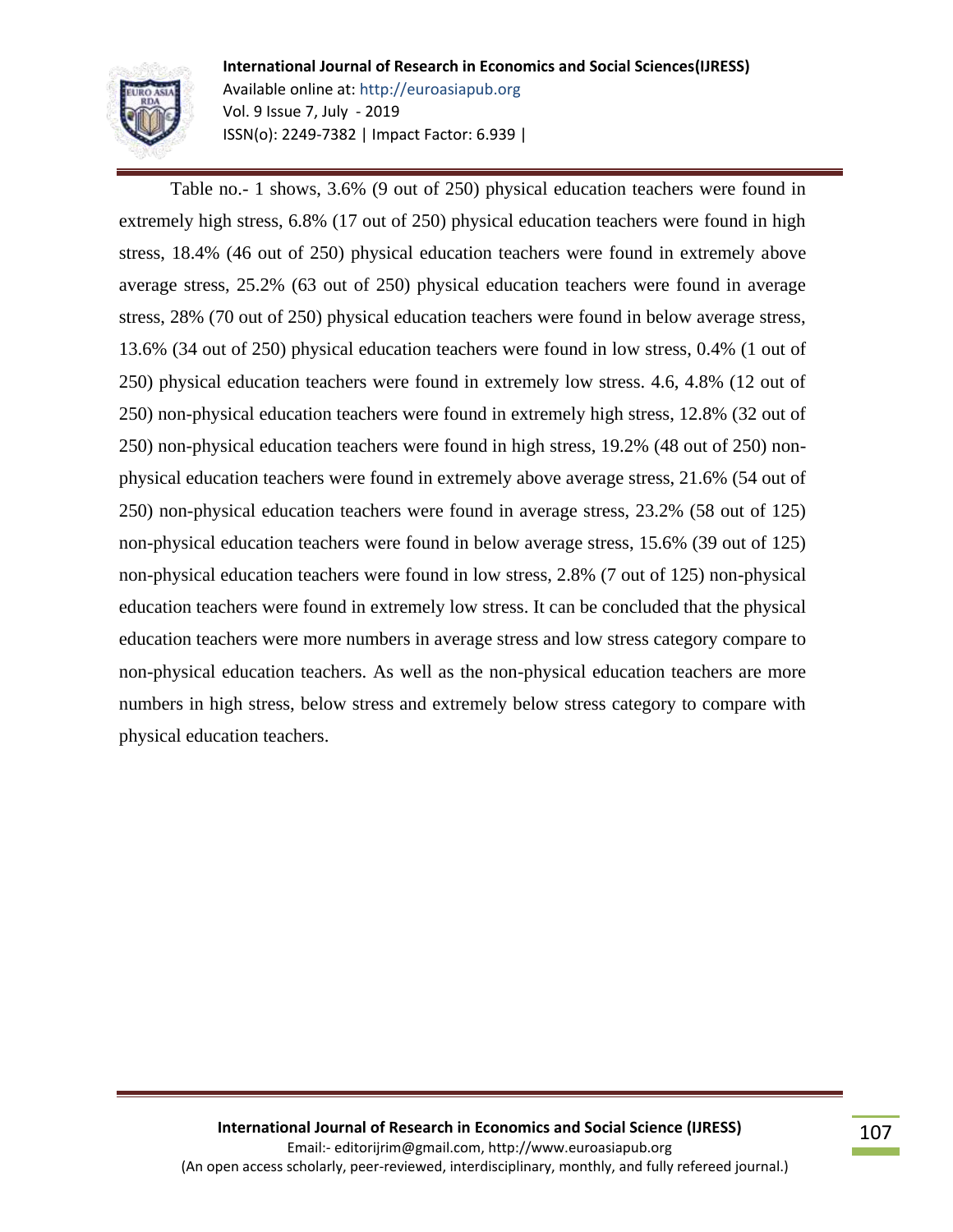Table no.- 1 shows, 3.6% (9 out of 250) physical education teachers were found in extremely high stress, 6.8% (17 out of 250) physical education teachers were found in high stress, 18.4% (46 out of 250) physical education teachers were found in extremely above average stress, 25.2% (63 out of 250) physical education teachers were found in average stress, 28% (70 out of 250) physical education teachers were found in below average stress, 13.6% (34 out of 250) physical education teachers were found in low stress, 0.4% (1 out of 250) physical education teachers were found in extremely low stress. 4.6, 4.8% (12 out of 250) non-physical education teachers were found in extremely high stress, 12.8% (32 out of 250) non-physical education teachers were found in high stress, 19.2% (48 out of 250) non-physical education teachers were found in extremely above average stress, 21.6% (54 out of 250) non-physical education teachers were found in average stress, 23.2% (58 out of 125) non-physical education teachers were found in below average stress, 15.6% (39 out of 125) non-physical education teachers were found in low stress, 2.8% (7 out of 125) non-physical education teachers were found in extremely low stress. It can be concluded that the physical education teachers were more numbers in average stress and low stress category compare to non-physical education teachers. As well as the non-physical education teachers are more numbers in high stress, below stress and extremely below stress category to compare with physical education teachers.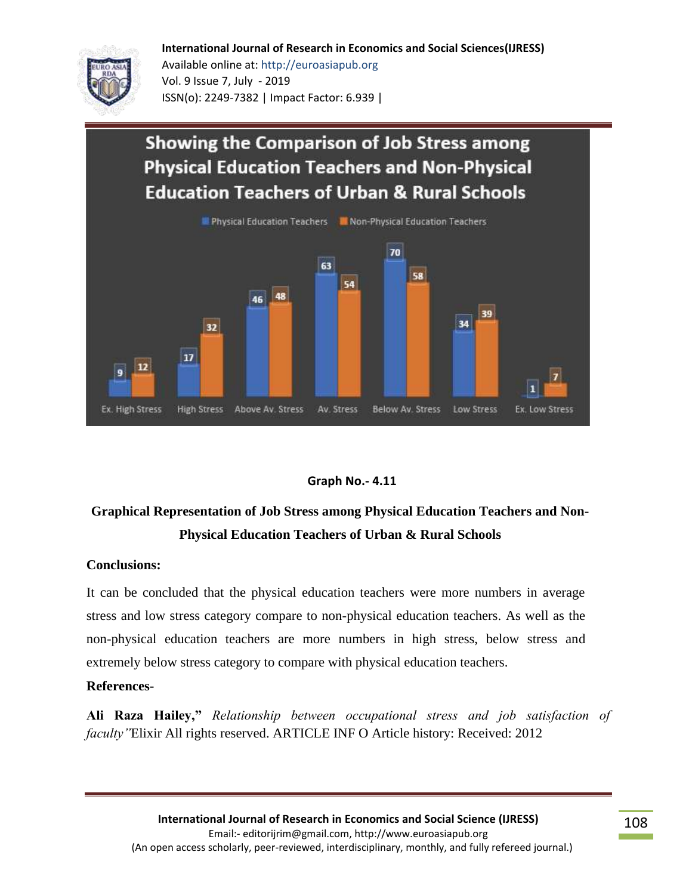**Showing the Comparison of Job Stress among Physical Education Teachers and Non-Physical Education Teachers of Urban & Rural Schools**

| | Physical Education Teachers | Non-Physical Education Teachers |
|---|---|---|
| Ex. High Stress | 9 | 12 |
| High Stress | 17 | 32 |
| Above Av. Stress | 46 | 48 |
| Av. Stress | 63 | 54 |
| Below Av. Stress | 70 | 58 |
| Low Stress | 34 | 39 |
| Ex. Low Stress | 1 | 7 |

**Graph No.- 4.11**

**Graphical Representation of Job Stress among Physical Education Teachers and Non-Physical Education Teachers of Urban & Rural Schools**

## Conclusions:

It can be concluded that the physical education teachers were more numbers in average stress and low stress category compare to non-physical education teachers. As well as the non-physical education teachers are more numbers in high stress, below stress and extremely below stress category to compare with physical education teachers.

## References-

**Ali Raza Hailey,"** *Relationship between occupational stress and job satisfaction of faculty"*Elixir All rights reserved. ARTICLE INF O Article history: Received: 2012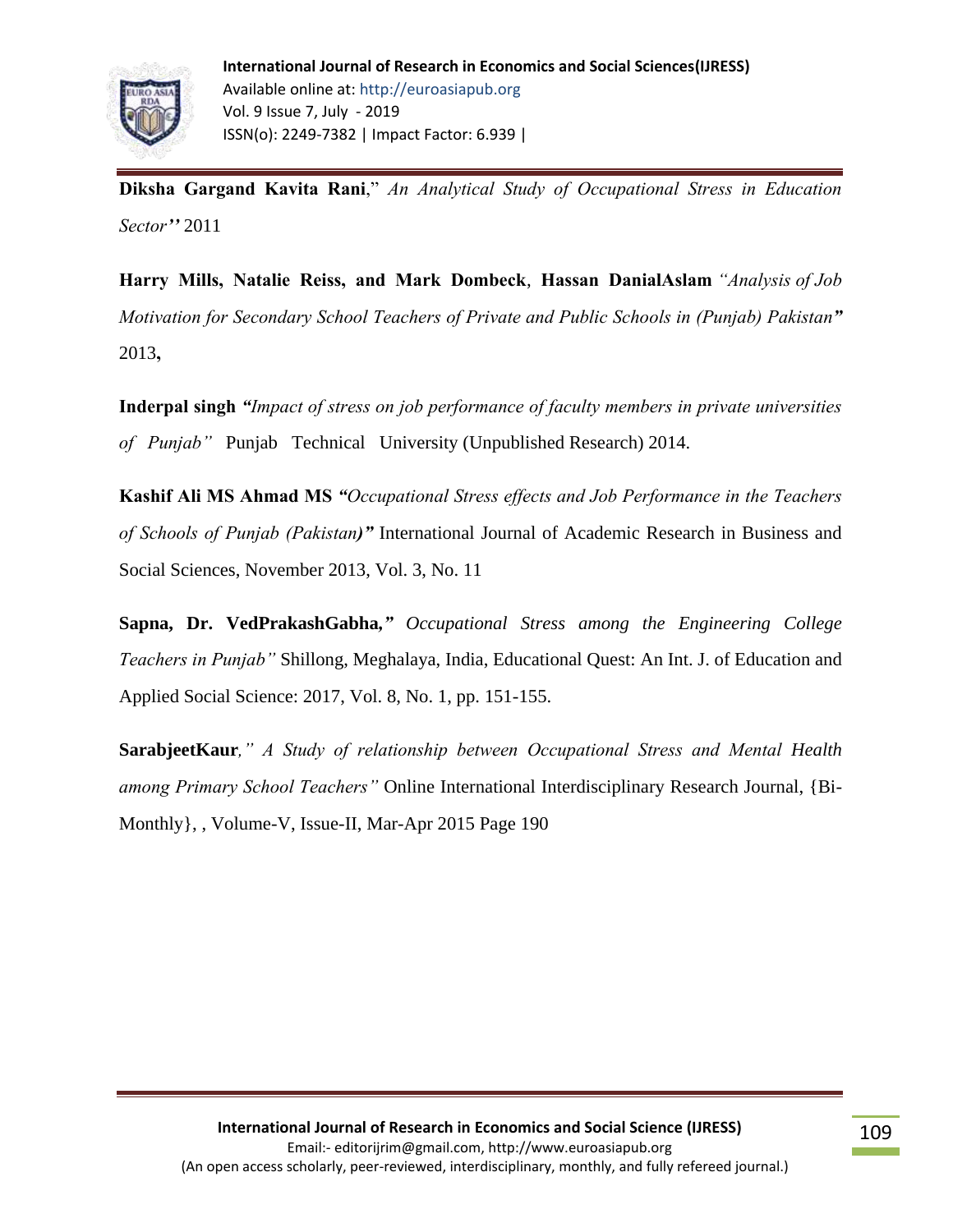**Diksha Gargand Kavita Rani**," *An Analytical Study of Occupational Stress in Education Sector''* 2011

**Harry Mills, Natalie Reiss, and Mark Dombeck**, **Hassan DanialAslam** *"Analysis of Job Motivation for Secondary School Teachers of Private and Public Schools in (Punjab) Pakistan"* 2013**,**

**Inderpal singh** *"Impact of stress on job performance of faculty members in private universities of Punjab"* Punjab Technical University (Unpublished Research) 2014.

**Kashif Ali MS Ahmad MS** *"Occupational Stress effects and Job Performance in the Teachers of Schools of Punjab (Pakistan)"* International Journal of Academic Research in Business and Social Sciences, November 2013, Vol. 3, No. 11

**Sapna, Dr. VedPrakashGabha,"** *Occupational Stress among the Engineering College Teachers in Punjab"* Shillong, Meghalaya, India, Educational Quest: An Int. J. of Education and Applied Social Science: 2017, Vol. 8, No. 1, pp. 151-155.

**SarabjeetKaur**," *A Study of relationship between Occupational Stress and Mental Health among Primary School Teachers"* Online International Interdisciplinary Research Journal, {Bi-Monthly}, , Volume-V, Issue-II, Mar-Apr 2015 Page 190